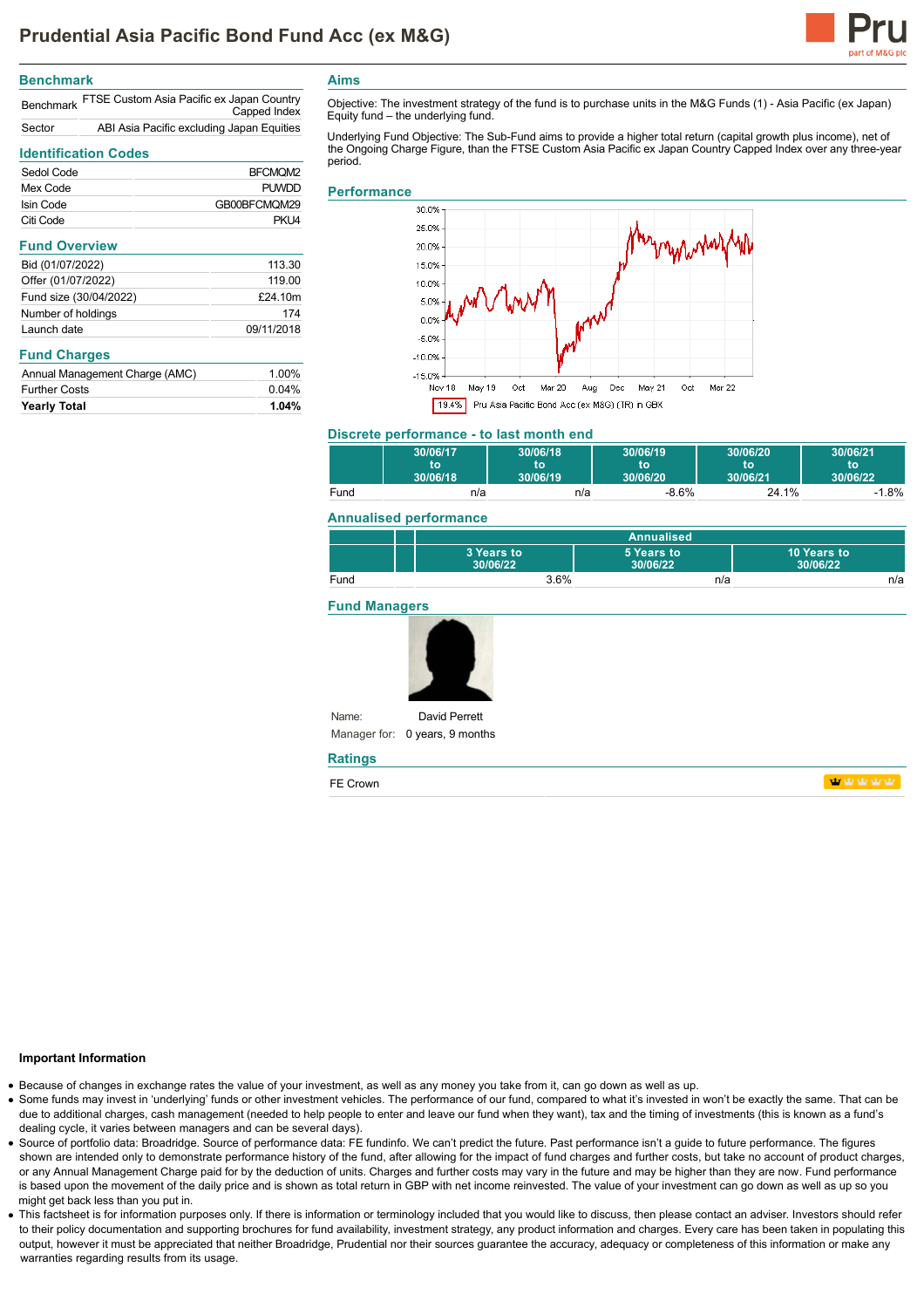# Prudential Asia Pacific Bond Fund Acc (ex M&G)

## Benchmark

| | |
|---|---|
| Benchmark | FTSE Custom Asia Pacific ex Japan Country Capped Index |
| Sector | ABI Asia Pacific excluding Japan Equities |

## Identification Codes

| | |
|---|---|
| Sedol Code | BFCMQM2 |
| Mex Code | PUWDD |
| Isin Code | GB00BFCMQM29 |
| Citi Code | PKU4 |

## Fund Overview

| | |
|---|---|
| Bid (01/07/2022) | 113.30 |
| Offer (01/07/2022) | 119.00 |
| Fund size (30/04/2022) | £24.10m |
| Number of holdings | 174 |
| Launch date | 09/11/2018 |

## Fund Charges

| | |
|---|---|
| Annual Management Charge (AMC) | 1.00% |
| Further Costs | 0.04% |
| **Yearly Total** | **1.04%** |

## Aims

Objective: The investment strategy of the fund is to purchase units in the M&G Funds (1) - Asia Pacific (ex Japan) Equity fund – the underlying fund.

Underlying Fund Objective: The Sub-Fund aims to provide a higher total return (capital growth plus income), net of the Ongoing Charge Figure, than the FTSE Custom Asia Pacific ex Japan Country Capped Index over any three-year period.

## Performance

19.4% Pru Asia Pacific Bond Acc (ex M&G) (TR) in GBX

## Discrete performance - to last month end

| | 30/06/17 to 30/06/18 | 30/06/18 to 30/06/19 | 30/06/19 to 30/06/20 | 30/06/20 to 30/06/21 | 30/06/21 to 30/06/22 |
|---|---|---|---|---|---|
| Fund | n/a | n/a | -8.6% | 24.1% | -1.8% |

## Annualised performance

| | Annualised | | |
|---|---|---|---|
| | 3 Years to 30/06/22 | 5 Years to 30/06/22 | 10 Years to 30/06/22 |
| Fund | 3.6% | n/a | n/a |

## Fund Managers

Name: David Perrett

Manager for: 0 years, 9 months

## Ratings

| | |
|---|---|
| FE Crown | 1 of 5 crowns |

### Important Information

- Because of changes in exchange rates the value of your investment, as well as any money you take from it, can go down as well as up.
- Some funds may invest in 'underlying' funds or other investment vehicles. The performance of our fund, compared to what it's invested in won't be exactly the same. That can be due to additional charges, cash management (needed to help people to enter and leave our fund when they want), tax and the timing of investments (this is known as a fund's dealing cycle, it varies between managers and can be several days).
- Source of portfolio data: Broadridge. Source of performance data: FE fundinfo. We can't predict the future. Past performance isn't a guide to future performance. The figures shown are intended only to demonstrate performance history of the fund, after allowing for the impact of fund charges and further costs, but take no account of product charges, or any Annual Management Charge paid for by the deduction of units. Charges and further costs may vary in the future and may be higher than they are now. Fund performance is based upon the movement of the daily price and is shown as total return in GBP with net income reinvested. The value of your investment can go down as well as up so you might get back less than you put in.
- This factsheet is for information purposes only. If there is information or terminology included that you would like to discuss, then please contact an adviser. Investors should refer to their policy documentation and supporting brochures for fund availability, investment strategy, any product information and charges. Every care has been taken in populating this output, however it must be appreciated that neither Broadridge, Prudential nor their sources guarantee the accuracy, adequacy or completeness of this information or make any warranties regarding results from its usage.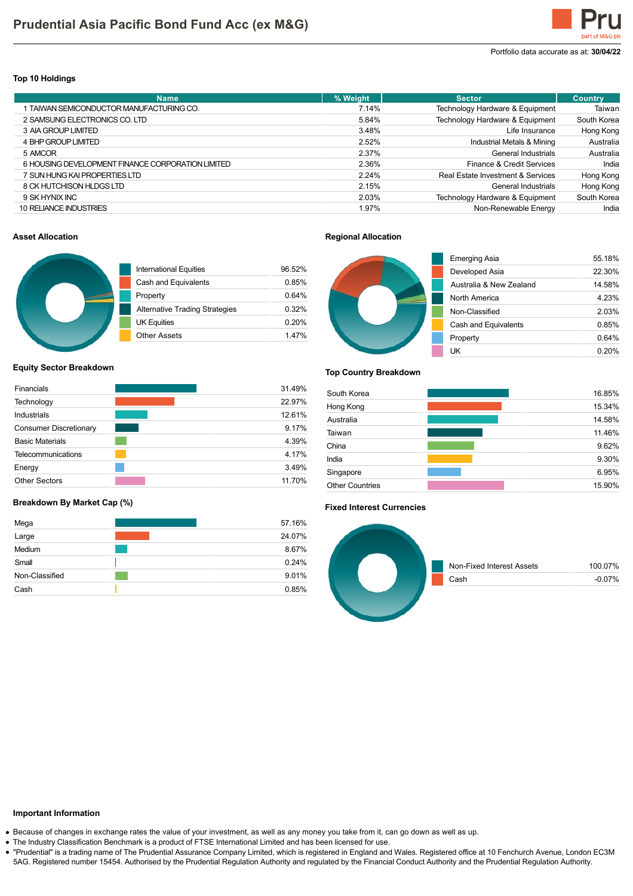# Prudential Asia Pacific Bond Fund Acc (ex M&G)

Pru
part of M&G plc

Portfolio data accurate as at: **30/04/22**

## Top 10 Holdings

| Name | % Weight | Sector | Country |
|---|---|---|---|
| 1 TAIWAN SEMICONDUCTOR MANUFACTURING CO. | 7.14% | Technology Hardware & Equipment | Taiwan |
| 2 SAMSUNG ELECTRONICS CO. LTD | 5.84% | Technology Hardware & Equipment | South Korea |
| 3 AIA GROUP LIMITED | 3.48% | Life Insurance | Hong Kong |
| 4 BHP GROUP LIMITED | 2.52% | Industrial Metals & Mining | Australia |
| 5 AMCOR | 2.37% | General Industrials | Australia |
| 6 HOUSING DEVELOPMENT FINANCE CORPORATION LIMITED | 2.36% | Finance & Credit Services | India |
| 7 SUN HUNG KAI PROPERTIES LTD | 2.24% | Real Estate Investment & Services | Hong Kong |
| 8 CK HUTCHISON HLDGS LTD | 2.15% | General Industrials | Hong Kong |
| 9 SK HYNIX INC | 2.03% | Technology Hardware & Equipment | South Korea |
| 10 RELIANCE INDUSTRIES | 1.97% | Non-Renewable Energy | India |

## Asset Allocation

International Equities 96.52%
Cash and Equivalents 0.85%
Property 0.64%
Alternative Trading Strategies 0.32%
UK Equities 0.20%
Other Assets 1.47%

## Regional Allocation

Emerging Asia 55.18%
Developed Asia 22.30%
Australia & New Zealand 14.58%
North America 4.23%
Non-Classified 2.03%
Cash and Equivalents 0.85%
Property 0.64%
UK 0.20%

## Equity Sector Breakdown

Financials 31.49%
Technology 22.97%
Industrials 12.61%
Consumer Discretionary 9.17%
Basic Materials 4.39%
Telecommunications 4.17%
Energy 3.49%
Other Sectors 11.70%

## Top Country Breakdown

South Korea 16.85%
Hong Kong 15.34%
Australia 14.58%
Taiwan 11.46%
China 9.62%
India 9.30%
Singapore 6.95%
Other Countries 15.90%

## Breakdown By Market Cap (%)

Mega 57.16%
Large 24.07%
Medium 8.67%
Small 0.24%
Non-Classified 9.01%
Cash 0.85%

## Fixed Interest Currencies

Non-Fixed Interest Assets 100.07%
Cash -0.07%

## Important Information

- Because of changes in exchange rates the value of your investment, as well as any money you take from it, can go down as well as up.
- The Industry Classification Benchmark is a product of FTSE International Limited and has been licensed for use.
- "Prudential" is a trading name of The Prudential Assurance Company Limited, which is registered in England and Wales. Registered office at 10 Fenchurch Avenue, London EC3M 5AG. Registered number 15454. Authorised by the Prudential Regulation Authority and regulated by the Financial Conduct Authority and the Prudential Regulation Authority.